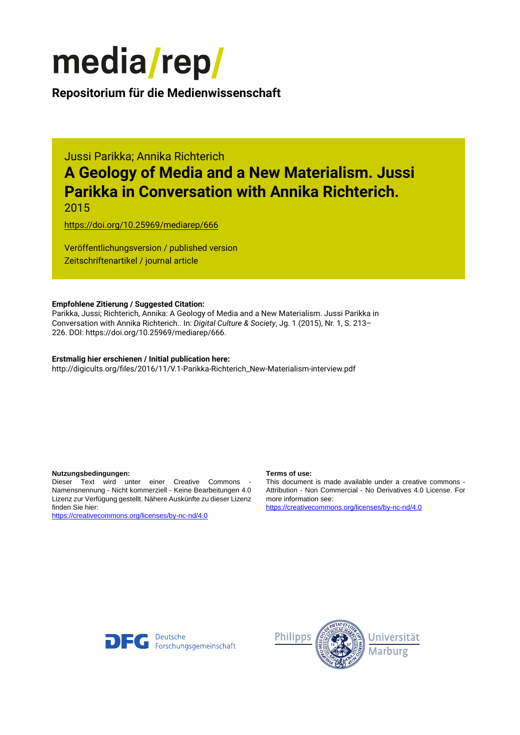# media/rep/

**Repositorium für die Medienwissenschaft**

Jussi Parikka; Annika Richterich

## A Geology of Media and a New Materialism. Jussi Parikka in Conversation with Annika Richterich.

2015

https://doi.org/10.25969/mediarep/666

Veröffentlichungsversion / published version
Zeitschriftenartikel / journal article

**Empfohlene Zitierung / Suggested Citation:**
Parikka, Jussi; Richterich, Annika: A Geology of Media and a New Materialism. Jussi Parikka in Conversation with Annika Richterich.. In: *Digital Culture & Society*, Jg. 1 (2015), Nr. 1, S. 213–226. DOI: https://doi.org/10.25969/mediarep/666.

**Erstmalig hier erschienen / Initial publication here:**
http://digicults.org/files/2016/11/V.1-Parikka-Richterich_New-Materialism-interview.pdf

**Nutzungsbedingungen:**
Dieser Text wird unter einer Creative Commons - Namensnennung - Nicht kommerziell - Keine Bearbeitungen 4.0 Lizenz zur Verfügung gestellt. Nähere Auskünfte zu dieser Lizenz finden Sie hier:
https://creativecommons.org/licenses/by-nc-nd/4.0

**Terms of use:**
This document is made available under a creative commons - Attribution - Non Commercial - No Derivatives 4.0 License. For more information see:
https://creativecommons.org/licenses/by-nc-nd/4.0

DFG Deutsche Forschungsgemeinschaft

Philipps Universität Marburg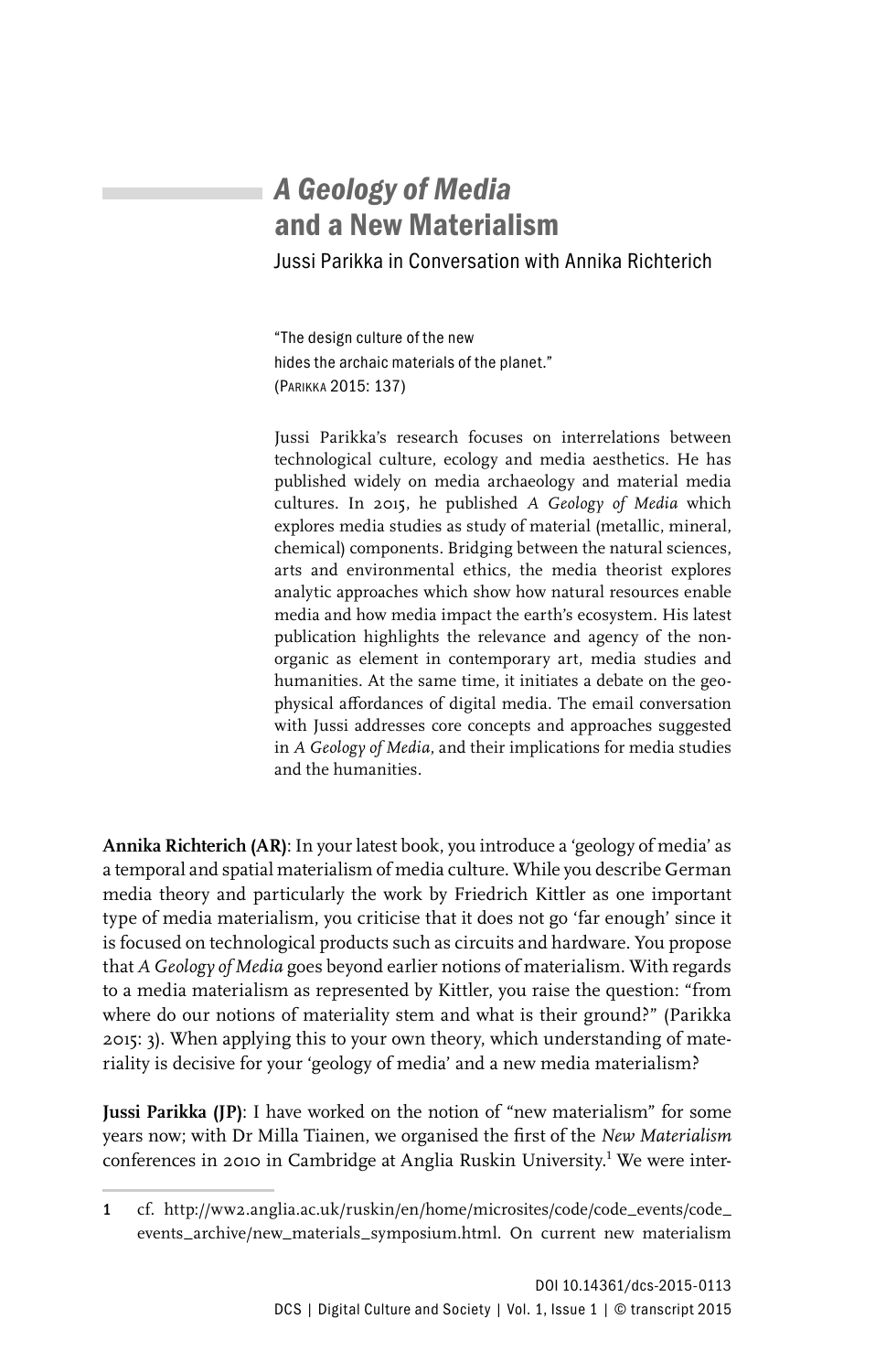# *A Geology of Media* and a New Materialism

Jussi Parikka in Conversation with Annika Richterich

"The design culture of the new hides the archaic materials of the planet." (Parikka 2015: 137)

Jussi Parikka's research focuses on interrelations between technological culture, ecology and media aesthetics. He has published widely on media archaeology and material media cultures. In 2015, he published *A Geology of Media* which explores media studies as study of material (metallic, mineral, chemical) components. Bridging between the natural sciences, arts and environmental ethics, the media theorist explores analytic approaches which show how natural resources enable media and how media impact the earth's ecosystem. His latest publication highlights the relevance and agency of the non-organic as element in contemporary art, media studies and humanities. At the same time, it initiates a debate on the geophysical affordances of digital media. The email conversation with Jussi addresses core concepts and approaches suggested in *A Geology of Media*, and their implications for media studies and the humanities.

**Annika Richterich (AR)**: In your latest book, you introduce a 'geology of media' as a temporal and spatial materialism of media culture. While you describe German media theory and particularly the work by Friedrich Kittler as one important type of media materialism, you criticise that it does not go 'far enough' since it is focused on technological products such as circuits and hardware. You propose that *A Geology of Media* goes beyond earlier notions of materialism. With regards to a media materialism as represented by Kittler, you raise the question: "from where do our notions of materiality stem and what is their ground?" (Parikka 2015: 3). When applying this to your own theory, which understanding of materiality is decisive for your 'geology of media' and a new media materialism?

**Jussi Parikka (JP)**: I have worked on the notion of "new materialism" for some years now; with Dr Milla Tiainen, we organised the first of the *New Materialism* conferences in 2010 in Cambridge at Anglia Ruskin University.[1] We were inter-

1 cf. http://ww2.anglia.ac.uk/ruskin/en/home/microsites/code/code_events/code_events_archive/new_materials_symposium.html. On current new materialism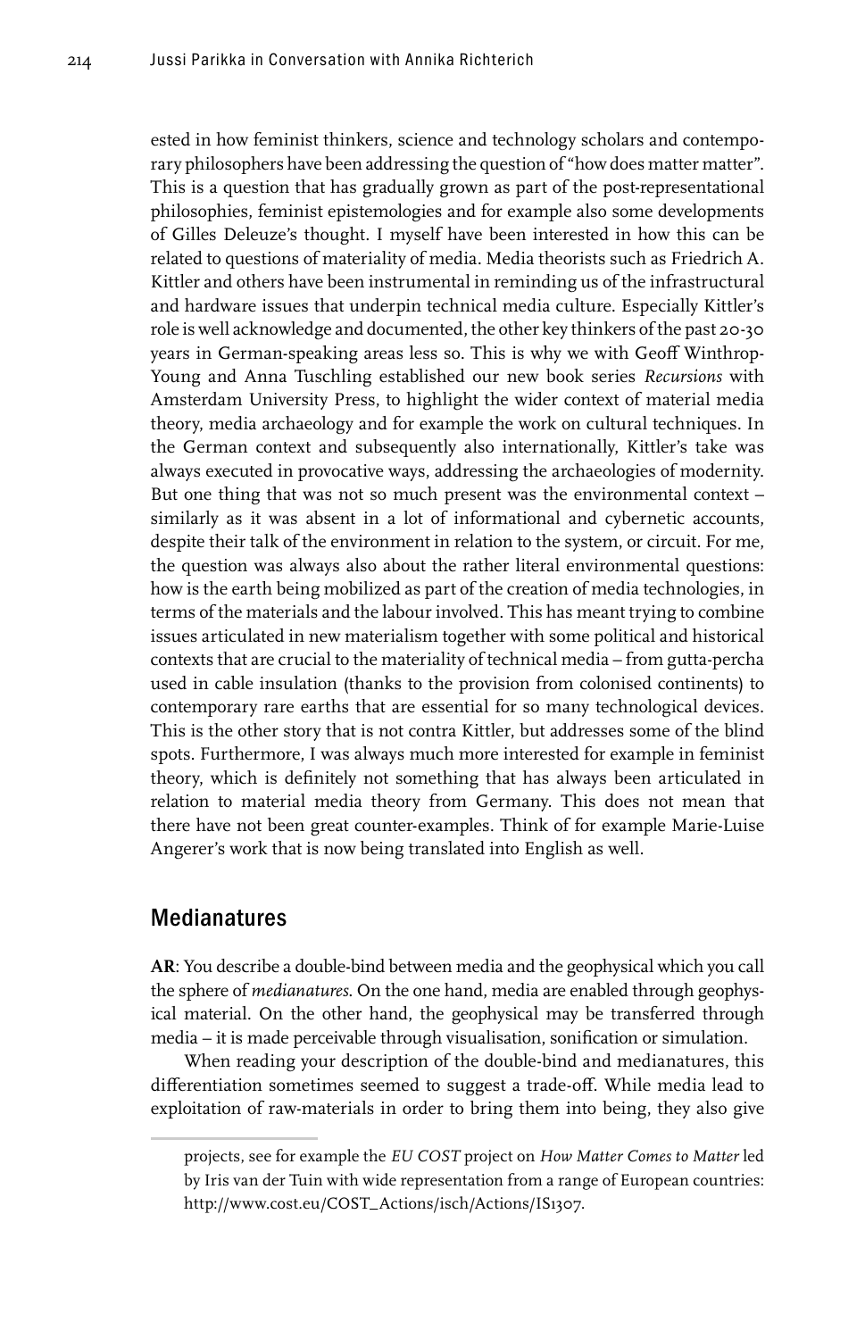ested in how feminist thinkers, science and technology scholars and contemporary philosophers have been addressing the question of "how does matter matter". This is a question that has gradually grown as part of the post-representational philosophies, feminist epistemologies and for example also some developments of Gilles Deleuze's thought. I myself have been interested in how this can be related to questions of materiality of media. Media theorists such as Friedrich A. Kittler and others have been instrumental in reminding us of the infrastructural and hardware issues that underpin technical media culture. Especially Kittler's role is well acknowledge and documented, the other key thinkers of the past 20-30 years in German-speaking areas less so. This is why we with Geoff Winthrop-Young and Anna Tuschling established our new book series *Recursions* with Amsterdam University Press, to highlight the wider context of material media theory, media archaeology and for example the work on cultural techniques. In the German context and subsequently also internationally, Kittler's take was always executed in provocative ways, addressing the archaeologies of modernity. But one thing that was not so much present was the environmental context – similarly as it was absent in a lot of informational and cybernetic accounts, despite their talk of the environment in relation to the system, or circuit. For me, the question was always also about the rather literal environmental questions: how is the earth being mobilized as part of the creation of media technologies, in terms of the materials and the labour involved. This has meant trying to combine issues articulated in new materialism together with some political and historical contexts that are crucial to the materiality of technical media – from gutta-percha used in cable insulation (thanks to the provision from colonised continents) to contemporary rare earths that are essential for so many technological devices. This is the other story that is not contra Kittler, but addresses some of the blind spots. Furthermore, I was always much more interested for example in feminist theory, which is definitely not something that has always been articulated in relation to material media theory from Germany. This does not mean that there have not been great counter-examples. Think of for example Marie-Luise Angerer's work that is now being translated into English as well.

## Medianatures

**AR**: You describe a double-bind between media and the geophysical which you call the sphere of *medianatures*. On the one hand, media are enabled through geophysical material. On the other hand, the geophysical may be transferred through media – it is made perceivable through visualisation, sonification or simulation.

When reading your description of the double-bind and medianatures, this differentiation sometimes seemed to suggest a trade-off. While media lead to exploitation of raw-materials in order to bring them into being, they also give

---

projects, see for example the *EU COST* project on *How Matter Comes to Matter* led by Iris van der Tuin with wide representation from a range of European countries: http://www.cost.eu/COST_Actions/isch/Actions/IS1307.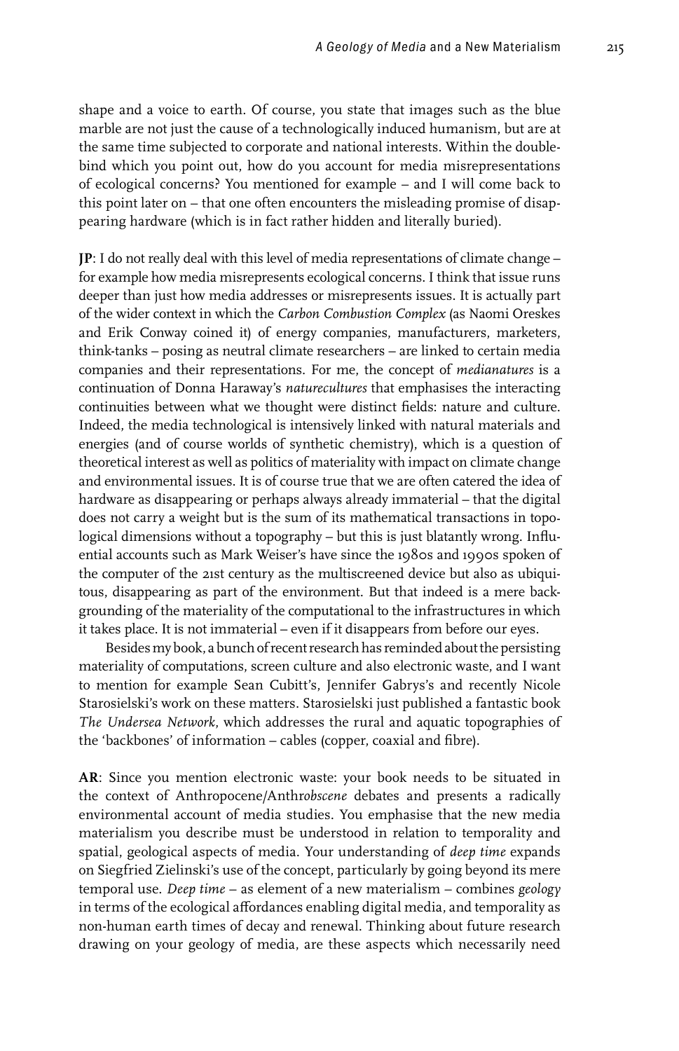shape and a voice to earth. Of course, you state that images such as the blue marble are not just the cause of a technologically induced humanism, but are at the same time subjected to corporate and national interests. Within the double-bind which you point out, how do you account for media misrepresentations of ecological concerns? You mentioned for example – and I will come back to this point later on – that one often encounters the misleading promise of disappearing hardware (which is in fact rather hidden and literally buried).

**JP**: I do not really deal with this level of media representations of climate change – for example how media misrepresents ecological concerns. I think that issue runs deeper than just how media addresses or misrepresents issues. It is actually part of the wider context in which the *Carbon Combustion Complex* (as Naomi Oreskes and Erik Conway coined it) of energy companies, manufacturers, marketers, think-tanks – posing as neutral climate researchers – are linked to certain media companies and their representations. For me, the concept of *medianatures* is a continuation of Donna Haraway's *naturecultures* that emphasises the interacting continuities between what we thought were distinct fields: nature and culture. Indeed, the media technological is intensively linked with natural materials and energies (and of course worlds of synthetic chemistry), which is a question of theoretical interest as well as politics of materiality with impact on climate change and environmental issues. It is of course true that we are often catered the idea of hardware as disappearing or perhaps always already immaterial – that the digital does not carry a weight but is the sum of its mathematical transactions in topological dimensions without a topography – but this is just blatantly wrong. Influential accounts such as Mark Weiser's have since the 1980s and 1990s spoken of the computer of the 21st century as the multiscreened device but also as ubiquitous, disappearing as part of the environment. But that indeed is a mere backgrounding of the materiality of the computational to the infrastructures in which it takes place. It is not immaterial – even if it disappears from before our eyes.

Besides my book, a bunch of recent research has reminded about the persisting materiality of computations, screen culture and also electronic waste, and I want to mention for example Sean Cubitt's, Jennifer Gabrys's and recently Nicole Starosielski's work on these matters. Starosielski just published a fantastic book *The Undersea Network*, which addresses the rural and aquatic topographies of the 'backbones' of information – cables (copper, coaxial and fibre).

**AR**: Since you mention electronic waste: your book needs to be situated in the context of Anthropocene/Anthr*obscene* debates and presents a radically environmental account of media studies. You emphasise that the new media materialism you describe must be understood in relation to temporality and spatial, geological aspects of media. Your understanding of *deep time* expands on Siegfried Zielinski's use of the concept, particularly by going beyond its mere temporal use. *Deep time* – as element of a new materialism – combines *geology* in terms of the ecological affordances enabling digital media, and temporality as non-human earth times of decay and renewal. Thinking about future research drawing on your geology of media, are these aspects which necessarily need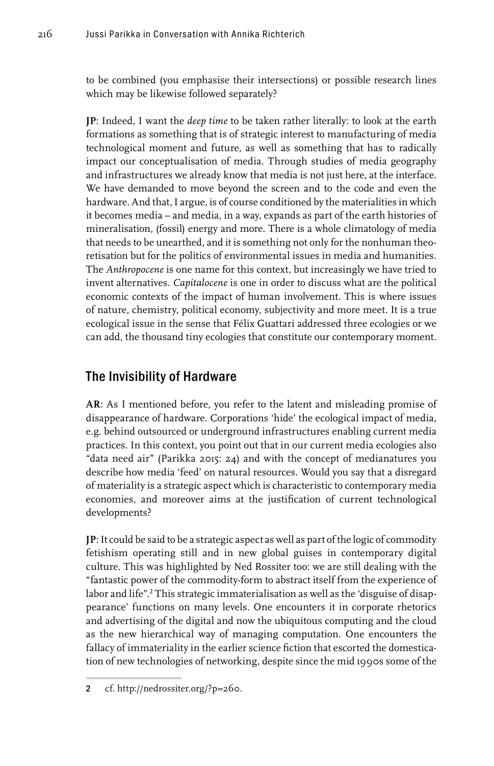to be combined (you emphasise their intersections) or possible research lines which may be likewise followed separately?

**JP**: Indeed, I want the *deep time* to be taken rather literally: to look at the earth formations as something that is of strategic interest to manufacturing of media technological moment and future, as well as something that has to radically impact our conceptualisation of media. Through studies of media geography and infrastructures we already know that media is not just here, at the interface. We have demanded to move beyond the screen and to the code and even the hardware. And that, I argue, is of course conditioned by the materialities in which it becomes media – and media, in a way, expands as part of the earth histories of mineralisation, (fossil) energy and more. There is a whole climatology of media that needs to be unearthed, and it is something not only for the nonhuman theoretisation but for the politics of environmental issues in media and humanities. The *Anthropocene* is one name for this context, but increasingly we have tried to invent alternatives. *Capitalocene* is one in order to discuss what are the political economic contexts of the impact of human involvement. This is where issues of nature, chemistry, political economy, subjectivity and more meet. It is a true ecological issue in the sense that Félix Guattari addressed three ecologies or we can add, the thousand tiny ecologies that constitute our contemporary moment.

## The Invisibility of Hardware

**AR**: As I mentioned before, you refer to the latent and misleading promise of disappearance of hardware. Corporations 'hide' the ecological impact of media, e.g. behind outsourced or underground infrastructures enabling current media practices. In this context, you point out that in our current media ecologies also "data need air" (Parikka 2015: 24) and with the concept of medianatures you describe how media 'feed' on natural resources. Would you say that a disregard of materiality is a strategic aspect which is characteristic to contemporary media economies, and moreover aims at the justification of current technological developments?

**JP**: It could be said to be a strategic aspect as well as part of the logic of commodity fetishism operating still and in new global guises in contemporary digital culture. This was highlighted by Ned Rossiter too: we are still dealing with the "fantastic power of the commodity-form to abstract itself from the experience of labor and life".[2] This strategic immaterialisation as well as the 'disguise of disappearance' functions on many levels. One encounters it in corporate rhetorics and advertising of the digital and now the ubiquitous computing and the cloud as the new hierarchical way of managing computation. One encounters the fallacy of immateriality in the earlier science fiction that escorted the domestication of new technologies of networking, despite since the mid 1990s some of the

2 cf. http://nedrossiter.org/?p=260.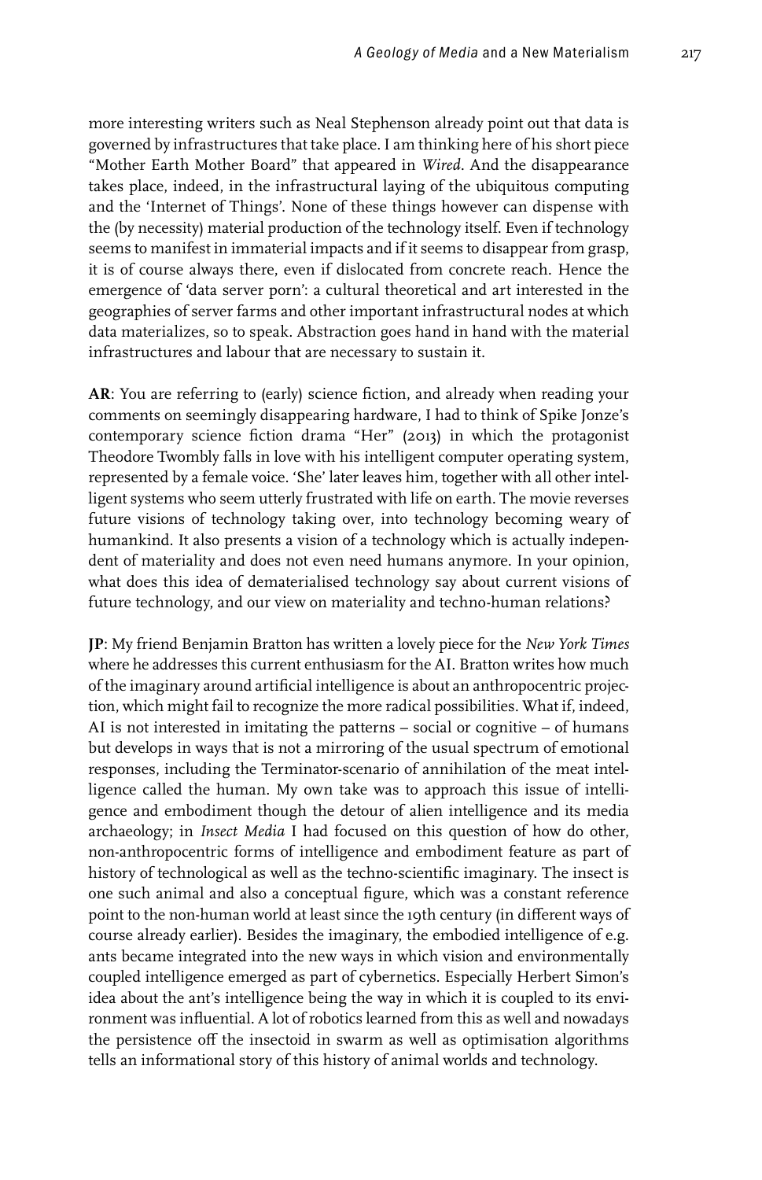more interesting writers such as Neal Stephenson already point out that data is governed by infrastructures that take place. I am thinking here of his short piece "Mother Earth Mother Board" that appeared in *Wired*. And the disappearance takes place, indeed, in the infrastructural laying of the ubiquitous computing and the 'Internet of Things'. None of these things however can dispense with the (by necessity) material production of the technology itself. Even if technology seems to manifest in immaterial impacts and if it seems to disappear from grasp, it is of course always there, even if dislocated from concrete reach. Hence the emergence of 'data server porn': a cultural theoretical and art interested in the geographies of server farms and other important infrastructural nodes at which data materializes, so to speak. Abstraction goes hand in hand with the material infrastructures and labour that are necessary to sustain it.

**AR**: You are referring to (early) science fiction, and already when reading your comments on seemingly disappearing hardware, I had to think of Spike Jonze's contemporary science fiction drama "Her" (2013) in which the protagonist Theodore Twombly falls in love with his intelligent computer operating system, represented by a female voice. 'She' later leaves him, together with all other intelligent systems who seem utterly frustrated with life on earth. The movie reverses future visions of technology taking over, into technology becoming weary of humankind. It also presents a vision of a technology which is actually independent of materiality and does not even need humans anymore. In your opinion, what does this idea of dematerialised technology say about current visions of future technology, and our view on materiality and techno-human relations?

**JP**: My friend Benjamin Bratton has written a lovely piece for the *New York Times* where he addresses this current enthusiasm for the AI. Bratton writes how much of the imaginary around artificial intelligence is about an anthropocentric projection, which might fail to recognize the more radical possibilities. What if, indeed, AI is not interested in imitating the patterns – social or cognitive – of humans but develops in ways that is not a mirroring of the usual spectrum of emotional responses, including the Terminator-scenario of annihilation of the meat intelligence called the human. My own take was to approach this issue of intelligence and embodiment though the detour of alien intelligence and its media archaeology; in *Insect Media* I had focused on this question of how do other, non-anthropocentric forms of intelligence and embodiment feature as part of history of technological as well as the techno-scientific imaginary. The insect is one such animal and also a conceptual figure, which was a constant reference point to the non-human world at least since the 19th century (in different ways of course already earlier). Besides the imaginary, the embodied intelligence of e.g. ants became integrated into the new ways in which vision and environmentally coupled intelligence emerged as part of cybernetics. Especially Herbert Simon's idea about the ant's intelligence being the way in which it is coupled to its environment was influential. A lot of robotics learned from this as well and nowadays the persistence off the insectoid in swarm as well as optimisation algorithms tells an informational story of this history of animal worlds and technology.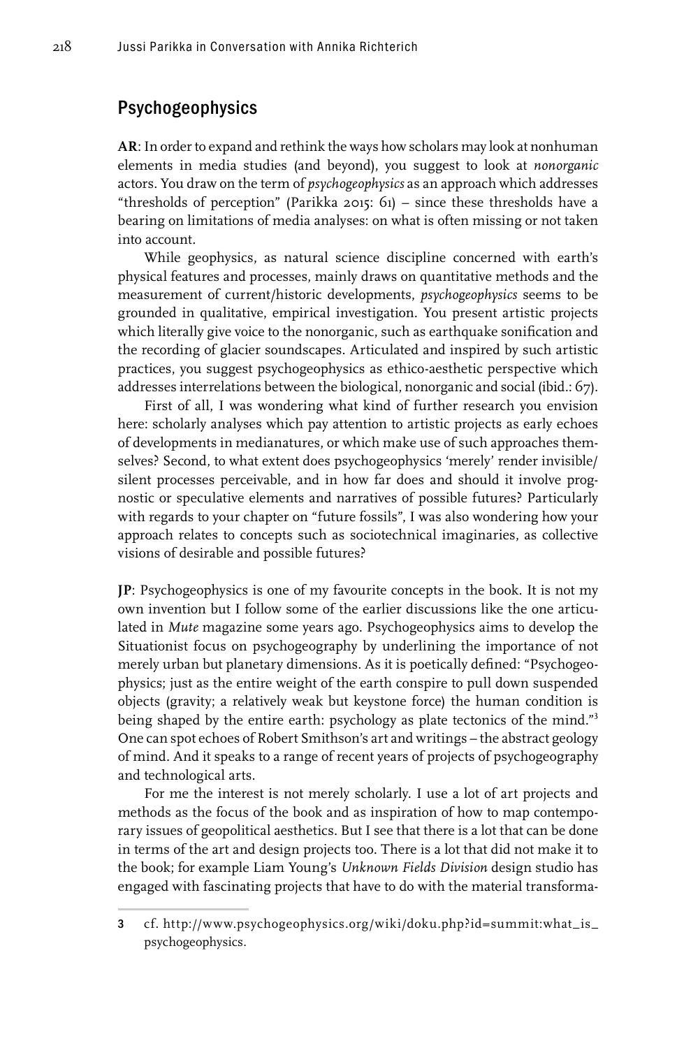## Psychogeophysics

**AR**: In order to expand and rethink the ways how scholars may look at nonhuman elements in media studies (and beyond), you suggest to look at *nonorganic* actors. You draw on the term of *psychogeophysics* as an approach which addresses "thresholds of perception" (Parikka 2015: 61) – since these thresholds have a bearing on limitations of media analyses: on what is often missing or not taken into account.

While geophysics, as natural science discipline concerned with earth's physical features and processes, mainly draws on quantitative methods and the measurement of current/historic developments, *psychogeophysics* seems to be grounded in qualitative, empirical investigation. You present artistic projects which literally give voice to the nonorganic, such as earthquake sonification and the recording of glacier soundscapes. Articulated and inspired by such artistic practices, you suggest psychogeophysics as ethico-aesthetic perspective which addresses interrelations between the biological, nonorganic and social (ibid.: 67).

First of all, I was wondering what kind of further research you envision here: scholarly analyses which pay attention to artistic projects as early echoes of developments in medianatures, or which make use of such approaches themselves? Second, to what extent does psychogeophysics 'merely' render invisible/silent processes perceivable, and in how far does and should it involve prognostic or speculative elements and narratives of possible futures? Particularly with regards to your chapter on "future fossils", I was also wondering how your approach relates to concepts such as sociotechnical imaginaries, as collective visions of desirable and possible futures?

**JP**: Psychogeophysics is one of my favourite concepts in the book. It is not my own invention but I follow some of the earlier discussions like the one articulated in *Mute* magazine some years ago. Psychogeophysics aims to develop the Situationist focus on psychogeography by underlining the importance of not merely urban but planetary dimensions. As it is poetically defined: "Psychogeophysics; just as the entire weight of the earth conspire to pull down suspended objects (gravity; a relatively weak but keystone force) the human condition is being shaped by the entire earth: psychology as plate tectonics of the mind."[3] One can spot echoes of Robert Smithson's art and writings – the abstract geology of mind. And it speaks to a range of recent years of projects of psychogeography and technological arts.

For me the interest is not merely scholarly. I use a lot of art projects and methods as the focus of the book and as inspiration of how to map contemporary issues of geopolitical aesthetics. But I see that there is a lot that can be done in terms of the art and design projects too. There is a lot that did not make it to the book; for example Liam Young's *Unknown Fields Division* design studio has engaged with fascinating projects that have to do with the material transforma-

3 cf. http://www.psychogeophysics.org/wiki/doku.php?id=summit:what_is_psychogeophysics.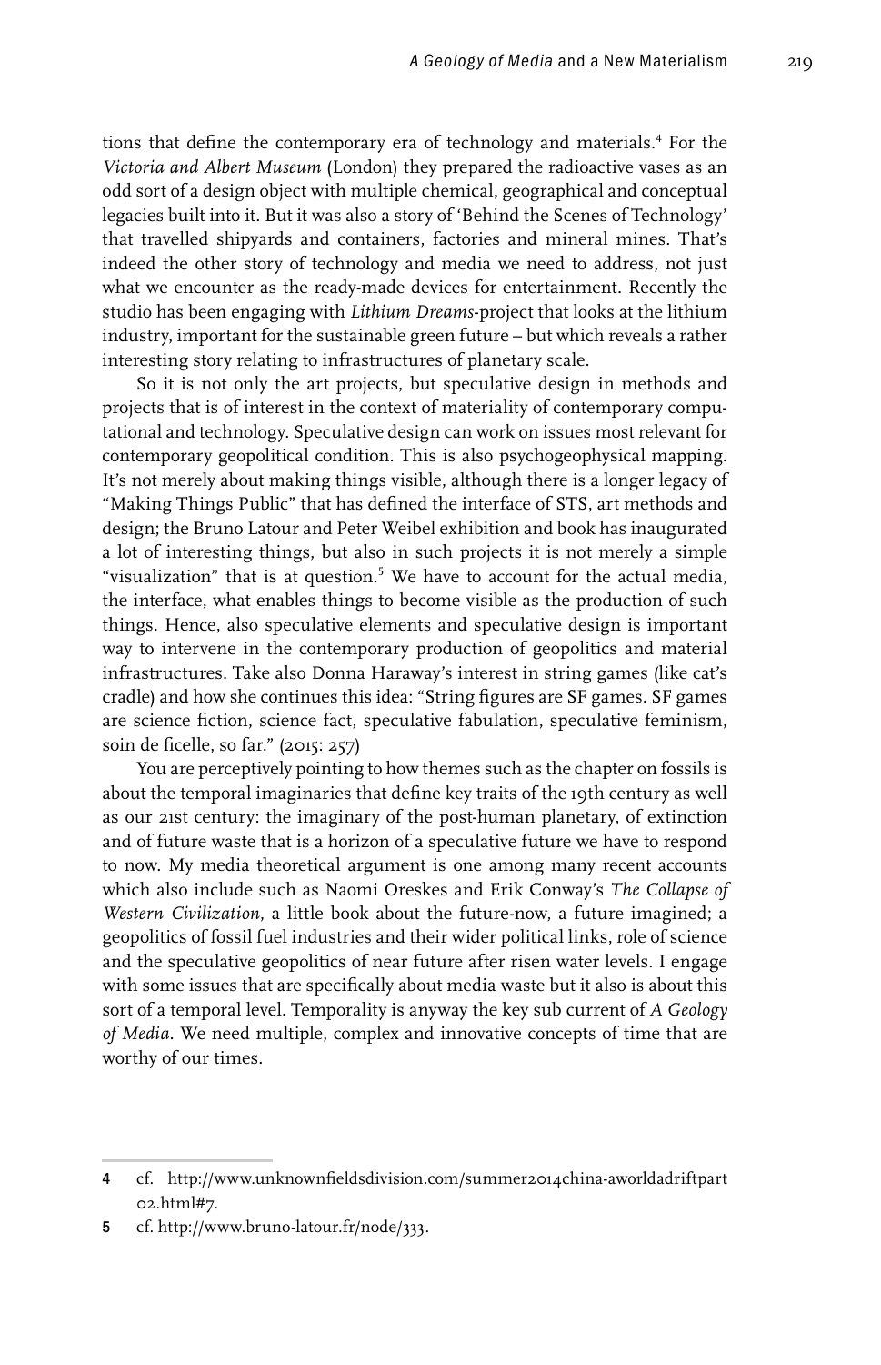tions that define the contemporary era of technology and materials.[4] For the *Victoria and Albert Museum* (London) they prepared the radioactive vases as an odd sort of a design object with multiple chemical, geographical and conceptual legacies built into it. But it was also a story of 'Behind the Scenes of Technology' that travelled shipyards and containers, factories and mineral mines. That's indeed the other story of technology and media we need to address, not just what we encounter as the ready-made devices for entertainment. Recently the studio has been engaging with *Lithium Dreams*-project that looks at the lithium industry, important for the sustainable green future – but which reveals a rather interesting story relating to infrastructures of planetary scale.

So it is not only the art projects, but speculative design in methods and projects that is of interest in the context of materiality of contemporary computational and technology. Speculative design can work on issues most relevant for contemporary geopolitical condition. This is also psychogeophysical mapping. It's not merely about making things visible, although there is a longer legacy of "Making Things Public" that has defined the interface of STS, art methods and design; the Bruno Latour and Peter Weibel exhibition and book has inaugurated a lot of interesting things, but also in such projects it is not merely a simple "visualization" that is at question.[5] We have to account for the actual media, the interface, what enables things to become visible as the production of such things. Hence, also speculative elements and speculative design is important way to intervene in the contemporary production of geopolitics and material infrastructures. Take also Donna Haraway's interest in string games (like cat's cradle) and how she continues this idea: "String figures are SF games. SF games are science fiction, science fact, speculative fabulation, speculative feminism, soin de ficelle, so far." (2015: 257)

You are perceptively pointing to how themes such as the chapter on fossils is about the temporal imaginaries that define key traits of the 19th century as well as our 21st century: the imaginary of the post-human planetary, of extinction and of future waste that is a horizon of a speculative future we have to respond to now. My media theoretical argument is one among many recent accounts which also include such as Naomi Oreskes and Erik Conway's *The Collapse of Western Civilization*, a little book about the future-now, a future imagined; a geopolitics of fossil fuel industries and their wider political links, role of science and the speculative geopolitics of near future after risen water levels. I engage with some issues that are specifically about media waste but it also is about this sort of a temporal level. Temporality is anyway the key sub current of *A Geology of Media*. We need multiple, complex and innovative concepts of time that are worthy of our times.

---

4 cf. http://www.unknownfieldsdivision.com/summer2014china-aworldadriftpart02.html#7.

5 cf. http://www.bruno-latour.fr/node/333.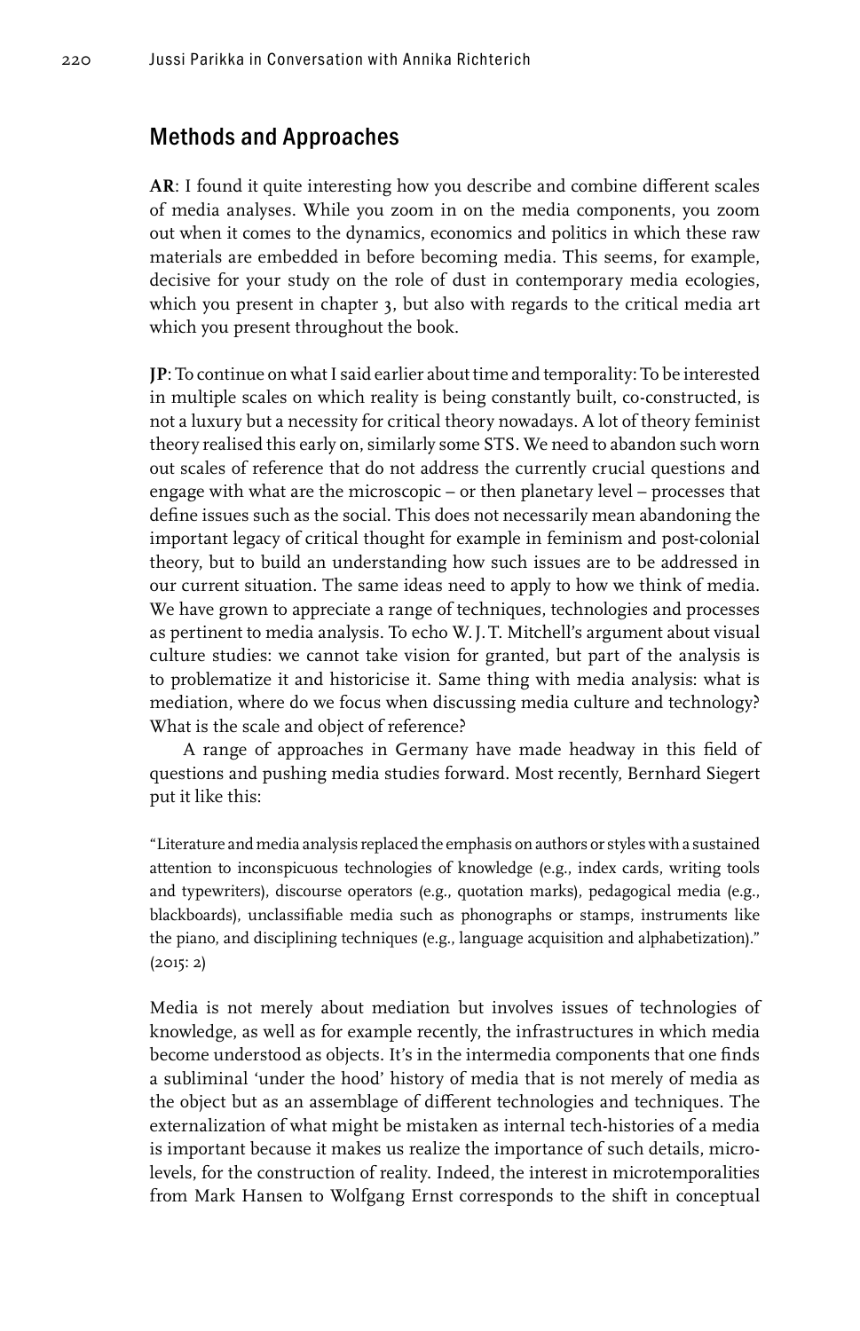## Methods and Approaches

**AR**: I found it quite interesting how you describe and combine different scales of media analyses. While you zoom in on the media components, you zoom out when it comes to the dynamics, economics and politics in which these raw materials are embedded in before becoming media. This seems, for example, decisive for your study on the role of dust in contemporary media ecologies, which you present in chapter 3, but also with regards to the critical media art which you present throughout the book.

**JP**: To continue on what I said earlier about time and temporality: To be interested in multiple scales on which reality is being constantly built, co-constructed, is not a luxury but a necessity for critical theory nowadays. A lot of theory feminist theory realised this early on, similarly some STS. We need to abandon such worn out scales of reference that do not address the currently crucial questions and engage with what are the microscopic – or then planetary level – processes that define issues such as the social. This does not necessarily mean abandoning the important legacy of critical thought for example in feminism and post-colonial theory, but to build an understanding how such issues are to be addressed in our current situation. The same ideas need to apply to how we think of media. We have grown to appreciate a range of techniques, technologies and processes as pertinent to media analysis. To echo W. J. T. Mitchell's argument about visual culture studies: we cannot take vision for granted, but part of the analysis is to problematize it and historicise it. Same thing with media analysis: what is mediation, where do we focus when discussing media culture and technology? What is the scale and object of reference?

A range of approaches in Germany have made headway in this field of questions and pushing media studies forward. Most recently, Bernhard Siegert put it like this:

> "Literature and media analysis replaced the emphasis on authors or styles with a sustained attention to inconspicuous technologies of knowledge (e.g., index cards, writing tools and typewriters), discourse operators (e.g., quotation marks), pedagogical media (e.g., blackboards), unclassifiable media such as phonographs or stamps, instruments like the piano, and disciplining techniques (e.g., language acquisition and alphabetization)." (2015: 2)

Media is not merely about mediation but involves issues of technologies of knowledge, as well as for example recently, the infrastructures in which media become understood as objects. It's in the intermedia components that one finds a subliminal 'under the hood' history of media that is not merely of media as the object but as an assemblage of different technologies and techniques. The externalization of what might be mistaken as internal tech-histories of a media is important because it makes us realize the importance of such details, micro-levels, for the construction of reality. Indeed, the interest in microtemporalities from Mark Hansen to Wolfgang Ernst corresponds to the shift in conceptual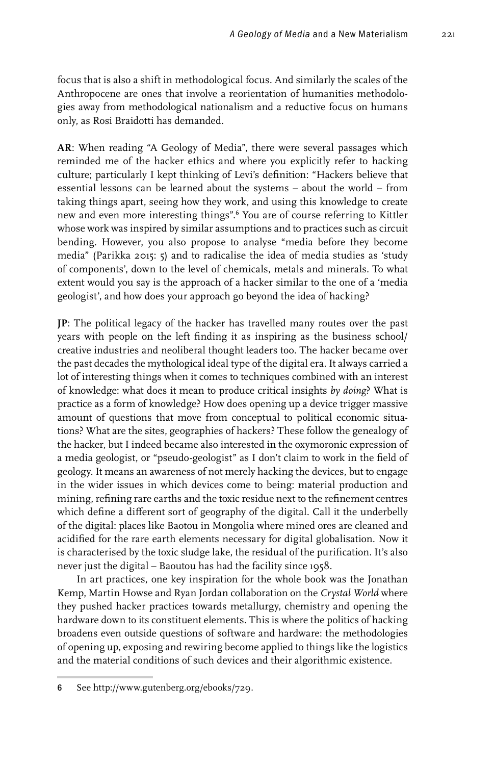focus that is also a shift in methodological focus. And similarly the scales of the Anthropocene are ones that involve a reorientation of humanities methodologies away from methodological nationalism and a reductive focus on humans only, as Rosi Braidotti has demanded.

**AR**: When reading "A Geology of Media", there were several passages which reminded me of the hacker ethics and where you explicitly refer to hacking culture; particularly I kept thinking of Levi's definition: "Hackers believe that essential lessons can be learned about the systems – about the world – from taking things apart, seeing how they work, and using this knowledge to create new and even more interesting things".[6] You are of course referring to Kittler whose work was inspired by similar assumptions and to practices such as circuit bending. However, you also propose to analyse "media before they become media" (Parikka 2015: 5) and to radicalise the idea of media studies as 'study of components', down to the level of chemicals, metals and minerals. To what extent would you say is the approach of a hacker similar to the one of a 'media geologist', and how does your approach go beyond the idea of hacking?

**JP**: The political legacy of the hacker has travelled many routes over the past years with people on the left finding it as inspiring as the business school/creative industries and neoliberal thought leaders too. The hacker became over the past decades the mythological ideal type of the digital era. It always carried a lot of interesting things when it comes to techniques combined with an interest of knowledge: what does it mean to produce critical insights *by doing*? What is practice as a form of knowledge? How does opening up a device trigger massive amount of questions that move from conceptual to political economic situations? What are the sites, geographies of hackers? These follow the genealogy of the hacker, but I indeed became also interested in the oxymoronic expression of a media geologist, or "pseudo-geologist" as I don't claim to work in the field of geology. It means an awareness of not merely hacking the devices, but to engage in the wider issues in which devices come to being: material production and mining, refining rare earths and the toxic residue next to the refinement centres which define a different sort of geography of the digital. Call it the underbelly of the digital: places like Baotou in Mongolia where mined ores are cleaned and acidified for the rare earth elements necessary for digital globalisation. Now it is characterised by the toxic sludge lake, the residual of the purification. It's also never just the digital – Baoutou has had the facility since 1958.

In art practices, one key inspiration for the whole book was the Jonathan Kemp, Martin Howse and Ryan Jordan collaboration on the *Crystal World* where they pushed hacker practices towards metallurgy, chemistry and opening the hardware down to its constituent elements. This is where the politics of hacking broadens even outside questions of software and hardware: the methodologies of opening up, exposing and rewiring become applied to things like the logistics and the material conditions of such devices and their algorithmic existence.

---

6 See http://www.gutenberg.org/ebooks/729.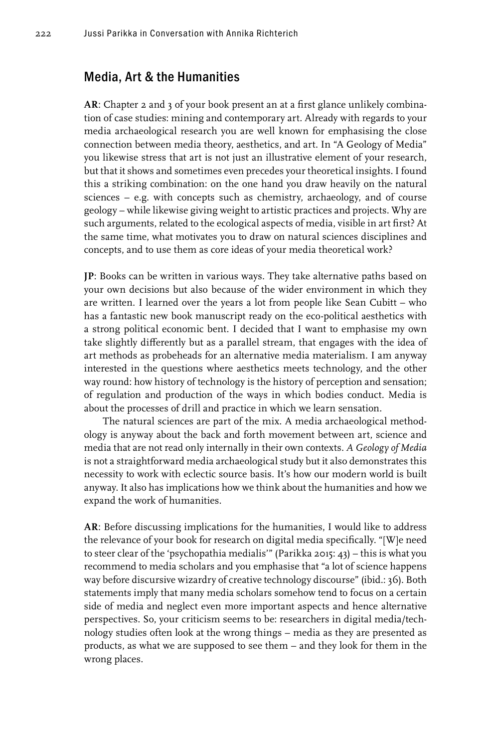## Media, Art & the Humanities

**AR**: Chapter 2 and 3 of your book present an at a first glance unlikely combination of case studies: mining and contemporary art. Already with regards to your media archaeological research you are well known for emphasising the close connection between media theory, aesthetics, and art. In "A Geology of Media" you likewise stress that art is not just an illustrative element of your research, but that it shows and sometimes even precedes your theoretical insights. I found this a striking combination: on the one hand you draw heavily on the natural sciences – e.g. with concepts such as chemistry, archaeology, and of course geology – while likewise giving weight to artistic practices and projects. Why are such arguments, related to the ecological aspects of media, visible in art first? At the same time, what motivates you to draw on natural sciences disciplines and concepts, and to use them as core ideas of your media theoretical work?

**JP**: Books can be written in various ways. They take alternative paths based on your own decisions but also because of the wider environment in which they are written. I learned over the years a lot from people like Sean Cubitt – who has a fantastic new book manuscript ready on the eco-political aesthetics with a strong political economic bent. I decided that I want to emphasise my own take slightly differently but as a parallel stream, that engages with the idea of art methods as probeheads for an alternative media materialism. I am anyway interested in the questions where aesthetics meets technology, and the other way round: how history of technology is the history of perception and sensation; of regulation and production of the ways in which bodies conduct. Media is about the processes of drill and practice in which we learn sensation.

The natural sciences are part of the mix. A media archaeological methodology is anyway about the back and forth movement between art, science and media that are not read only internally in their own contexts. *A Geology of Media* is not a straightforward media archaeological study but it also demonstrates this necessity to work with eclectic source basis. It's how our modern world is built anyway. It also has implications how we think about the humanities and how we expand the work of humanities.

**AR**: Before discussing implications for the humanities, I would like to address the relevance of your book for research on digital media specifically. "[W]e need to steer clear of the 'psychopathia medialis'" (Parikka 2015: 43) – this is what you recommend to media scholars and you emphasise that "a lot of science happens way before discursive wizardry of creative technology discourse" (ibid.: 36). Both statements imply that many media scholars somehow tend to focus on a certain side of media and neglect even more important aspects and hence alternative perspectives. So, your criticism seems to be: researchers in digital media/technology studies often look at the wrong things – media as they are presented as products, as what we are supposed to see them – and they look for them in the wrong places.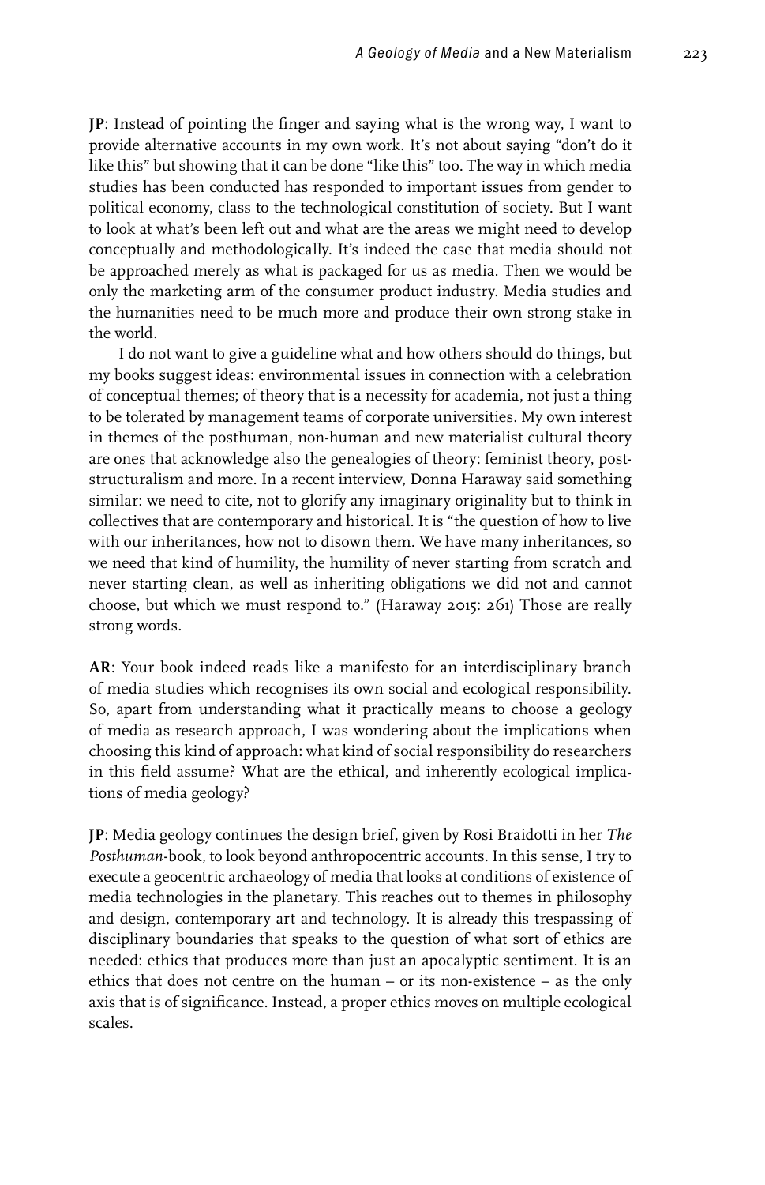**JP**: Instead of pointing the finger and saying what is the wrong way, I want to provide alternative accounts in my own work. It's not about saying "don't do it like this" but showing that it can be done "like this" too. The way in which media studies has been conducted has responded to important issues from gender to political economy, class to the technological constitution of society. But I want to look at what's been left out and what are the areas we might need to develop conceptually and methodologically. It's indeed the case that media should not be approached merely as what is packaged for us as media. Then we would be only the marketing arm of the consumer product industry. Media studies and the humanities need to be much more and produce their own strong stake in the world.

I do not want to give a guideline what and how others should do things, but my books suggest ideas: environmental issues in connection with a celebration of conceptual themes; of theory that is a necessity for academia, not just a thing to be tolerated by management teams of corporate universities. My own interest in themes of the posthuman, non-human and new materialist cultural theory are ones that acknowledge also the genealogies of theory: feminist theory, post-structuralism and more. In a recent interview, Donna Haraway said something similar: we need to cite, not to glorify any imaginary originality but to think in collectives that are contemporary and historical. It is "the question of how to live with our inheritances, how not to disown them. We have many inheritances, so we need that kind of humility, the humility of never starting from scratch and never starting clean, as well as inheriting obligations we did not and cannot choose, but which we must respond to." (Haraway 2015: 261) Those are really strong words.

**AR**: Your book indeed reads like a manifesto for an interdisciplinary branch of media studies which recognises its own social and ecological responsibility. So, apart from understanding what it practically means to choose a geology of media as research approach, I was wondering about the implications when choosing this kind of approach: what kind of social responsibility do researchers in this field assume? What are the ethical, and inherently ecological implications of media geology?

**JP**: Media geology continues the design brief, given by Rosi Braidotti in her *The Posthuman*-book, to look beyond anthropocentric accounts. In this sense, I try to execute a geocentric archaeology of media that looks at conditions of existence of media technologies in the planetary. This reaches out to themes in philosophy and design, contemporary art and technology. It is already this trespassing of disciplinary boundaries that speaks to the question of what sort of ethics are needed: ethics that produces more than just an apocalyptic sentiment. It is an ethics that does not centre on the human – or its non-existence – as the only axis that is of significance. Instead, a proper ethics moves on multiple ecological scales.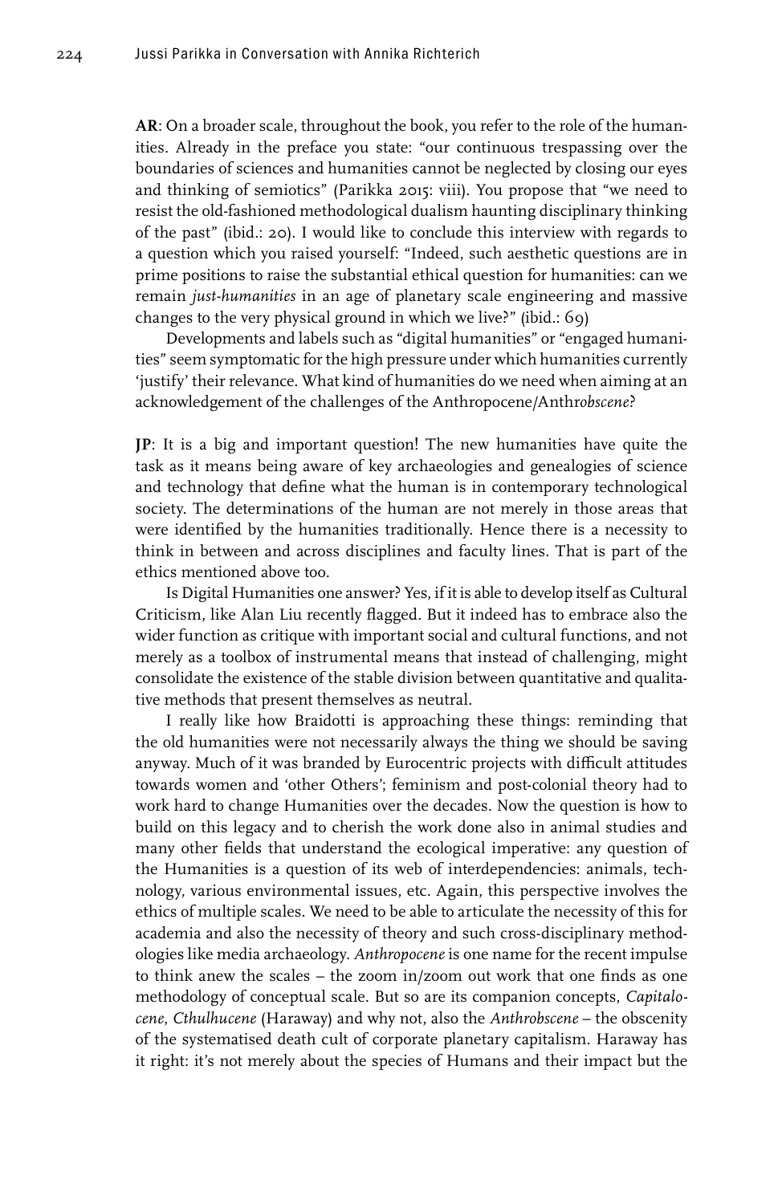**AR**: On a broader scale, throughout the book, you refer to the role of the humanities. Already in the preface you state: "our continuous trespassing over the boundaries of sciences and humanities cannot be neglected by closing our eyes and thinking of semiotics" (Parikka 2015: viii). You propose that "we need to resist the old-fashioned methodological dualism haunting disciplinary thinking of the past" (ibid.: 20). I would like to conclude this interview with regards to a question which you raised yourself: "Indeed, such aesthetic questions are in prime positions to raise the substantial ethical question for humanities: can we remain *just-humanities* in an age of planetary scale engineering and massive changes to the very physical ground in which we live?" (ibid.: 69)

Developments and labels such as "digital humanities" or "engaged humanities" seem symptomatic for the high pressure under which humanities currently 'justify' their relevance. What kind of humanities do we need when aiming at an acknowledgement of the challenges of the Anthropocene/Anthr*obscene*?

**JP**: It is a big and important question! The new humanities have quite the task as it means being aware of key archaeologies and genealogies of science and technology that define what the human is in contemporary technological society. The determinations of the human are not merely in those areas that were identified by the humanities traditionally. Hence there is a necessity to think in between and across disciplines and faculty lines. That is part of the ethics mentioned above too.

Is Digital Humanities one answer? Yes, if it is able to develop itself as Cultural Criticism, like Alan Liu recently flagged. But it indeed has to embrace also the wider function as critique with important social and cultural functions, and not merely as a toolbox of instrumental means that instead of challenging, might consolidate the existence of the stable division between quantitative and qualitative methods that present themselves as neutral.

I really like how Braidotti is approaching these things: reminding that the old humanities were not necessarily always the thing we should be saving anyway. Much of it was branded by Eurocentric projects with difficult attitudes towards women and 'other Others'; feminism and post-colonial theory had to work hard to change Humanities over the decades. Now the question is how to build on this legacy and to cherish the work done also in animal studies and many other fields that understand the ecological imperative: any question of the Humanities is a question of its web of interdependencies: animals, technology, various environmental issues, etc. Again, this perspective involves the ethics of multiple scales. We need to be able to articulate the necessity of this for academia and also the necessity of theory and such cross-disciplinary methodologies like media archaeology. *Anthropocene* is one name for the recent impulse to think anew the scales – the zoom in/zoom out work that one finds as one methodology of conceptual scale. But so are its companion concepts, *Capitalocene*, *Cthulhucene* (Haraway) and why not, also the *Anthrobscene* – the obscenity of the systematised death cult of corporate planetary capitalism. Haraway has it right: it's not merely about the species of Humans and their impact but the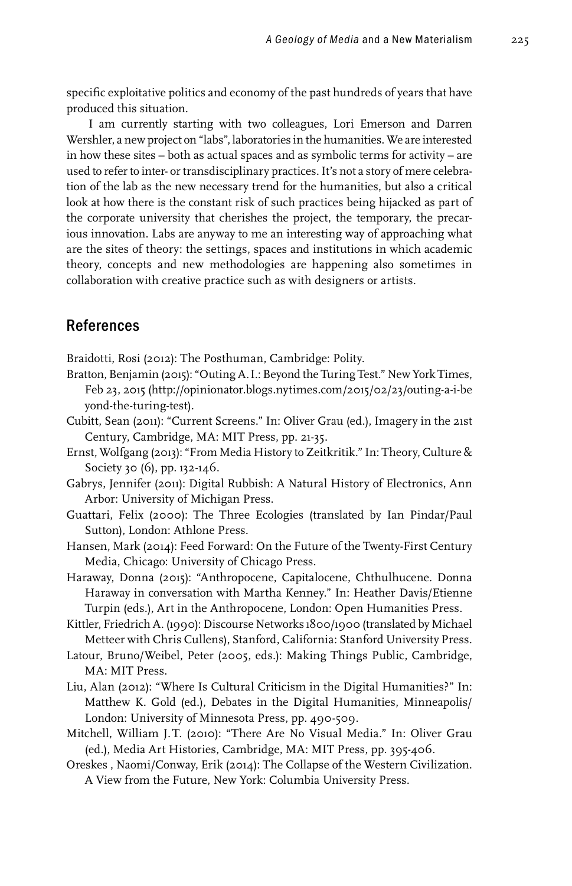specific exploitative politics and economy of the past hundreds of years that have produced this situation.

I am currently starting with two colleagues, Lori Emerson and Darren Wershler, a new project on "labs", laboratories in the humanities. We are interested in how these sites – both as actual spaces and as symbolic terms for activity – are used to refer to inter- or transdisciplinary practices. It's not a story of mere celebration of the lab as the new necessary trend for the humanities, but also a critical look at how there is the constant risk of such practices being hijacked as part of the corporate university that cherishes the project, the temporary, the precarious innovation. Labs are anyway to me an interesting way of approaching what are the sites of theory: the settings, spaces and institutions in which academic theory, concepts and new methodologies are happening also sometimes in collaboration with creative practice such as with designers or artists.

## References

Braidotti, Rosi (2012): The Posthuman, Cambridge: Polity.

Bratton, Benjamin (2015): "Outing A.I.: Beyond the Turing Test." New York Times, Feb 23, 2015 (http://opinionator.blogs.nytimes.com/2015/02/23/outing-a-i-beyond-the-turing-test).

Cubitt, Sean (2011): "Current Screens." In: Oliver Grau (ed.), Imagery in the 21st Century, Cambridge, MA: MIT Press, pp. 21-35.

Ernst, Wolfgang (2013): "From Media History to Zeitkritik." In: Theory, Culture & Society 30 (6), pp. 132-146.

Gabrys, Jennifer (2011): Digital Rubbish: A Natural History of Electronics, Ann Arbor: University of Michigan Press.

Guattari, Felix (2000): The Three Ecologies (translated by Ian Pindar/Paul Sutton), London: Athlone Press.

Hansen, Mark (2014): Feed Forward: On the Future of the Twenty-First Century Media, Chicago: University of Chicago Press.

Haraway, Donna (2015): "Anthropocene, Capitalocene, Chthulhucene. Donna Haraway in conversation with Martha Kenney." In: Heather Davis/Etienne Turpin (eds.), Art in the Anthropocene, London: Open Humanities Press.

Kittler, Friedrich A. (1990): Discourse Networks 1800/1900 (translated by Michael Metteer with Chris Cullens), Stanford, California: Stanford University Press.

Latour, Bruno/Weibel, Peter (2005, eds.): Making Things Public, Cambridge, MA: MIT Press.

Liu, Alan (2012): "Where Is Cultural Criticism in the Digital Humanities?" In: Matthew K. Gold (ed.), Debates in the Digital Humanities, Minneapolis/London: University of Minnesota Press, pp. 490-509.

Mitchell, William J.T. (2010): "There Are No Visual Media." In: Oliver Grau (ed.), Media Art Histories, Cambridge, MA: MIT Press, pp. 395-406.

Oreskes , Naomi/Conway, Erik (2014): The Collapse of the Western Civilization. A View from the Future, New York: Columbia University Press.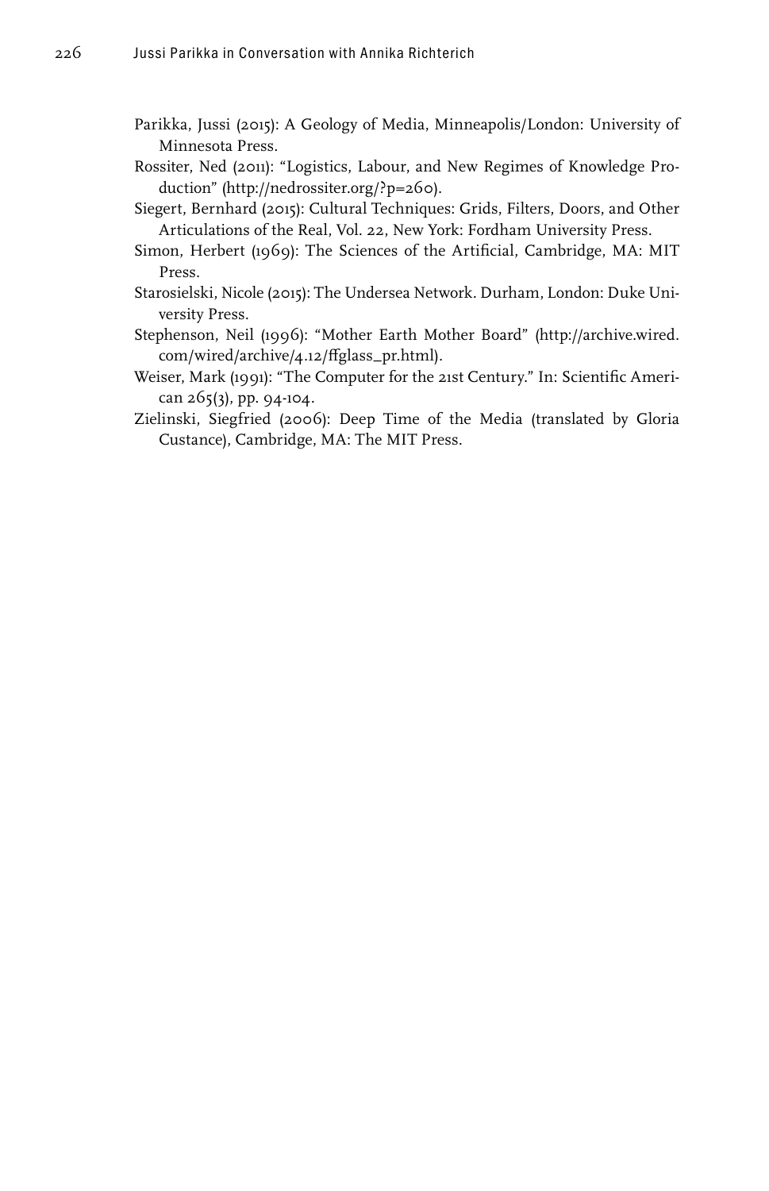Parikka, Jussi (2015): A Geology of Media, Minneapolis/London: University of Minnesota Press.

Rossiter, Ned (2011): "Logistics, Labour, and New Regimes of Knowledge Production" (http://nedrossiter.org/?p=260).

Siegert, Bernhard (2015): Cultural Techniques: Grids, Filters, Doors, and Other Articulations of the Real, Vol. 22, New York: Fordham University Press.

Simon, Herbert (1969): The Sciences of the Artificial, Cambridge, MA: MIT Press.

Starosielski, Nicole (2015): The Undersea Network. Durham, London: Duke University Press.

Stephenson, Neil (1996): "Mother Earth Mother Board" (http://archive.wired.com/wired/archive/4.12/ffglass_pr.html).

Weiser, Mark (1991): "The Computer for the 21st Century." In: Scientific American 265(3), pp. 94-104.

Zielinski, Siegfried (2006): Deep Time of the Media (translated by Gloria Custance), Cambridge, MA: The MIT Press.